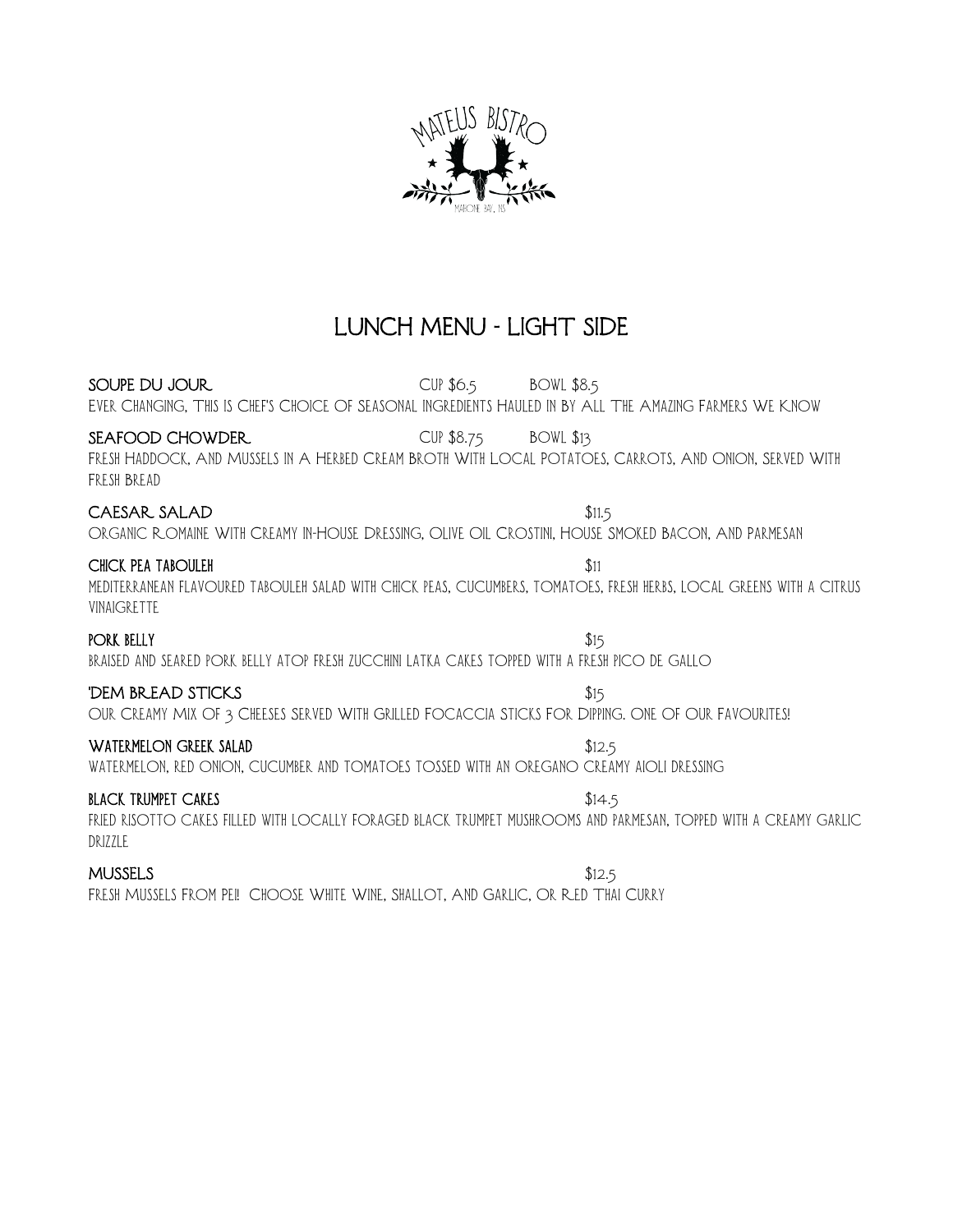MATEUS BISTRO

MAHONE BAY, NS

# LUNCH MENU - LIGHT SIDE

**SOUPE DU JOUR** — Cup $6.5 — Bowl $8.5

Ever changing, this is chef's choice of seasonal ingredients hauled in by all the amazing farmers we know

**SEAFOOD CHOWDER** — Cup $8.75 — Bowl $13

Fresh Haddock, and mussels in a herbed cream broth with local potatoes, carrots, and onion, served with fresh bread

**CAESAR SALAD** — $11.5

Organic Romaine with creamy in-house dressing, olive oil crostini, house smoked bacon, and parmesan

**CHICK PEA TABOULEH** — $11

Mediterranean flavoured tabouleh salad with chick peas, cucumbers, tomatoes, fresh herbs, local greens with a citrus vinaigrette

**PORK BELLY** — $15

Braised and seared pork belly atop fresh zucchini latka cakes topped with a fresh pico de gallo

**'DEM BREAD STICKS** — $15

Our creamy mix of 3 cheeses served with grilled focaccia sticks for dipping. One of our favourites!

**WATERMELON GREEK SALAD** — $12.5

Watermelon, red onion, cucumber and tomatoes tossed with an oregano creamy aioli dressing

**BLACK TRUMPET CAKES** — $14.5

Fried risotto cakes filled with locally foraged black trumpet mushrooms and parmesan, topped with a creamy garlic drizzle

**MUSSELS** — $12.5

Fresh mussels from PEI! Choose white wine, shallot, and garlic, or red Thai curry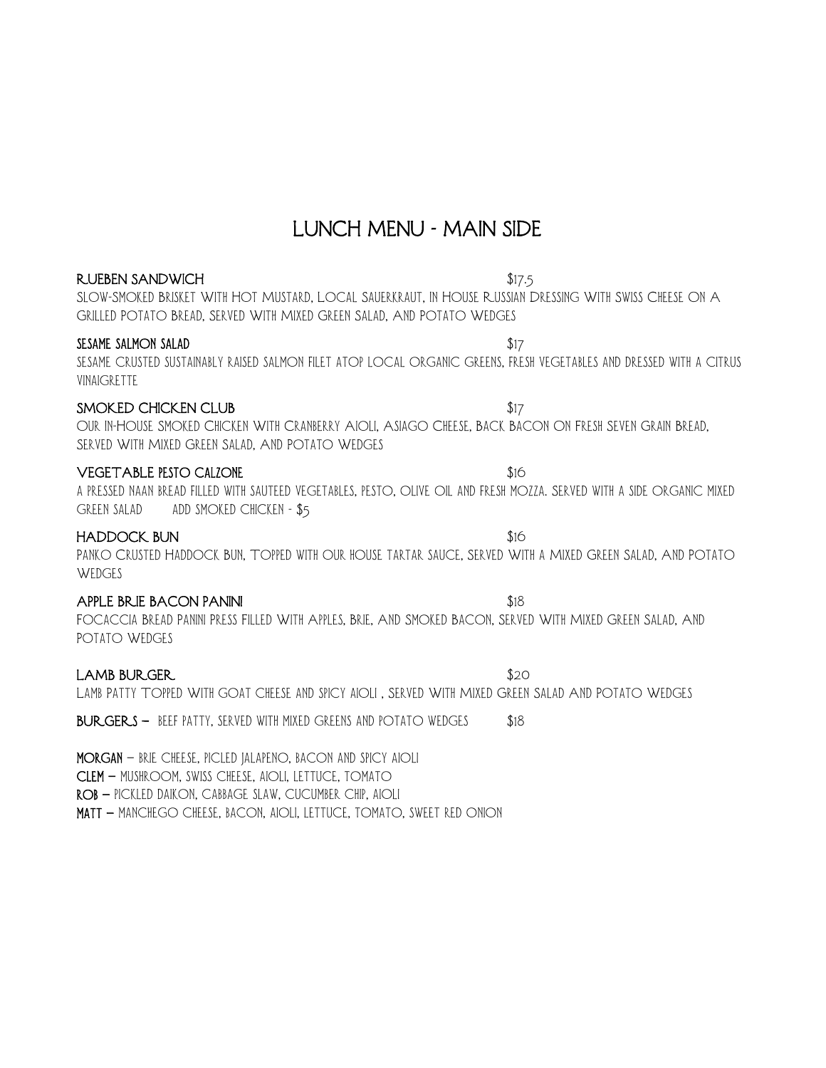# LUNCH MENU - MAIN SIDE

**RUEBEN SANDWICH** $17.5
SLOW-SMOKED BRISKET WITH HOT MUSTARD, LOCAL SAUERKRAUT, IN HOUSE RUSSIAN DRESSING WITH SWISS CHEESE ON A GRILLED POTATO BREAD, SERVED WITH MIXED GREEN SALAD, AND POTATO WEDGES

**SESAME SALMON SALAD** $17
SESAME CRUSTED SUSTAINABLY RAISED SALMON FILET ATOP LOCAL ORGANIC GREENS, FRESH VEGETABLES AND DRESSED WITH A CITRUS VINAIGRETTE

**SMOKED CHICKEN CLUB** $17
OUR IN-HOUSE SMOKED CHICKEN WITH CRANBERRY AIOLI, ASIAGO CHEESE, BACK BACON ON FRESH SEVEN GRAIN BREAD, SERVED WITH MIXED GREEN SALAD, AND POTATO WEDGES

**VEGETABLE PESTO CALZONE** $16
A PRESSED NAAN BREAD FILLED WITH SAUTEED VEGETABLES, PESTO, OLIVE OIL AND FRESH MOZZA. SERVED WITH A SIDE ORGANIC MIXED GREEN SALAD    ADD SMOKED CHICKEN - $5

**HADDOCK BUN** $16
PANKO CRUSTED HADDOCK BUN, TOPPED WITH OUR HOUSE TARTAR SAUCE, SERVED WITH A MIXED GREEN SALAD, AND POTATO WEDGES

**APPLE BRIE BACON PANINI** $18
FOCACCIA BREAD PANINI PRESS FILLED WITH APPLES, BRIE, AND SMOKED BACON, SERVED WITH MIXED GREEN SALAD, AND POTATO WEDGES

**LAMB BURGER** $20
LAMB PATTY TOPPED WITH GOAT CHEESE AND SPICY AIOLI , SERVED WITH MIXED GREEN SALAD AND POTATO WEDGES

**BURGERS –** BEEF PATTY, SERVED WITH MIXED GREENS AND POTATO WEDGES $18

**MORGAN –** BRIE CHEESE, PICLED JALAPENO, BACON AND SPICY AIOLI
**CLEM –** MUSHROOM, SWISS CHEESE, AIOLI, LETTUCE, TOMATO
**ROB –** PICKLED DAIKON, CABBAGE SLAW, CUCUMBER CHIP, AIOLI
**MATT –** MANCHEGO CHEESE, BACON, AIOLI, LETTUCE, TOMATO, SWEET RED ONION